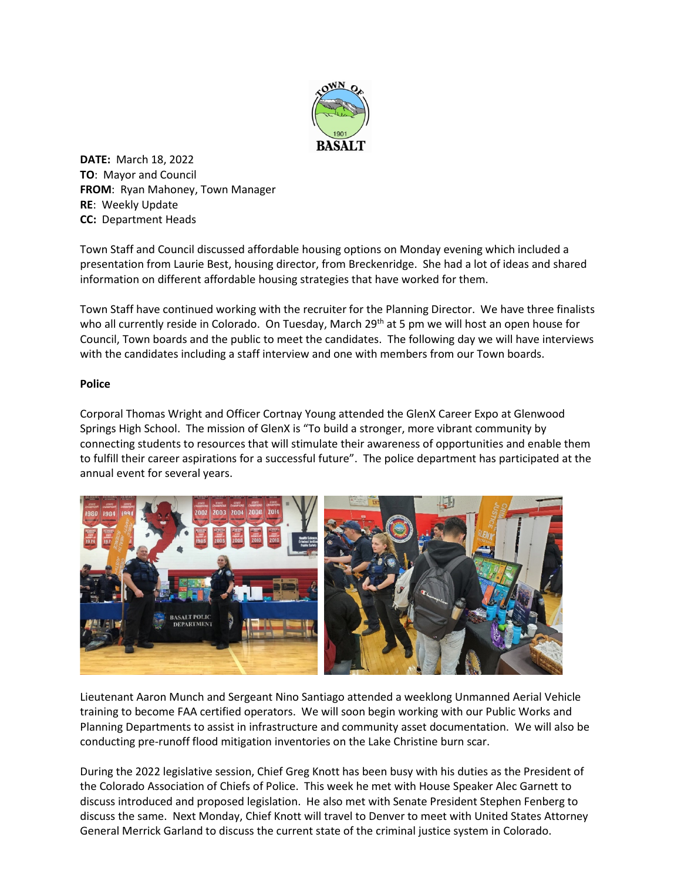**DATE:** March 18, 2022
**TO**: Mayor and Council
**FROM**: Ryan Mahoney, Town Manager
**RE**: Weekly Update
**CC:** Department Heads

Town Staff and Council discussed affordable housing options on Monday evening which included a presentation from Laurie Best, housing director, from Breckenridge. She had a lot of ideas and shared information on different affordable housing strategies that have worked for them.

Town Staff have continued working with the recruiter for the Planning Director. We have three finalists who all currently reside in Colorado. On Tuesday, March 29th at 5 pm we will host an open house for Council, Town boards and the public to meet the candidates. The following day we will have interviews with the candidates including a staff interview and one with members from our Town boards.

**Police**

Corporal Thomas Wright and Officer Cortnay Young attended the GlenX Career Expo at Glenwood Springs High School. The mission of GlenX is "To build a stronger, more vibrant community by connecting students to resources that will stimulate their awareness of opportunities and enable them to fulfill their career aspirations for a successful future". The police department has participated at the annual event for several years.

Lieutenant Aaron Munch and Sergeant Nino Santiago attended a weeklong Unmanned Aerial Vehicle training to become FAA certified operators. We will soon begin working with our Public Works and Planning Departments to assist in infrastructure and community asset documentation. We will also be conducting pre-runoff flood mitigation inventories on the Lake Christine burn scar.

During the 2022 legislative session, Chief Greg Knott has been busy with his duties as the President of the Colorado Association of Chiefs of Police. This week he met with House Speaker Alec Garnett to discuss introduced and proposed legislation. He also met with Senate President Stephen Fenberg to discuss the same. Next Monday, Chief Knott will travel to Denver to meet with United States Attorney General Merrick Garland to discuss the current state of the criminal justice system in Colorado.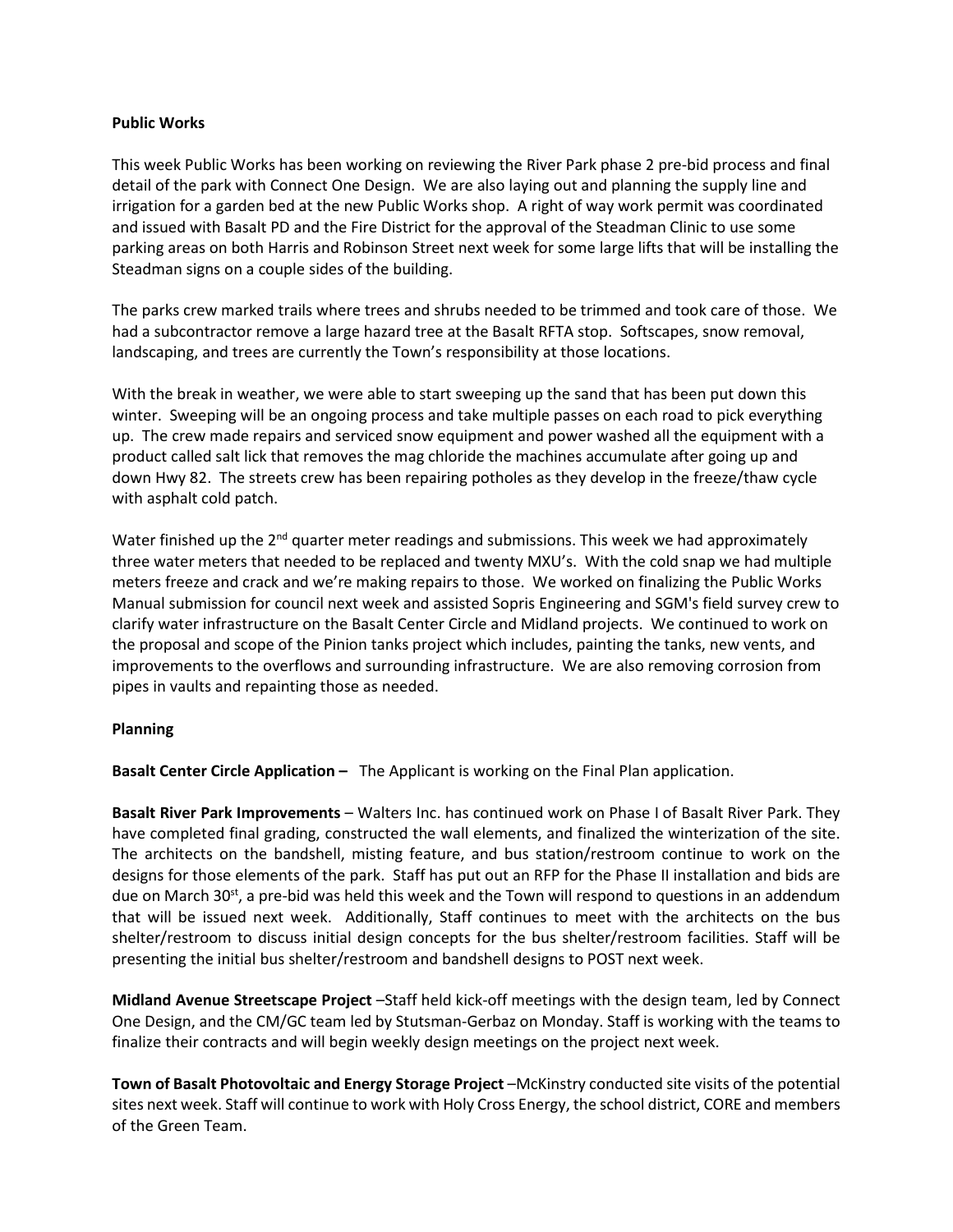**Public Works**

This week Public Works has been working on reviewing the River Park phase 2 pre-bid process and final detail of the park with Connect One Design. We are also laying out and planning the supply line and irrigation for a garden bed at the new Public Works shop. A right of way work permit was coordinated and issued with Basalt PD and the Fire District for the approval of the Steadman Clinic to use some parking areas on both Harris and Robinson Street next week for some large lifts that will be installing the Steadman signs on a couple sides of the building.

The parks crew marked trails where trees and shrubs needed to be trimmed and took care of those. We had a subcontractor remove a large hazard tree at the Basalt RFTA stop. Softscapes, snow removal, landscaping, and trees are currently the Town's responsibility at those locations.

With the break in weather, we were able to start sweeping up the sand that has been put down this winter. Sweeping will be an ongoing process and take multiple passes on each road to pick everything up. The crew made repairs and serviced snow equipment and power washed all the equipment with a product called salt lick that removes the mag chloride the machines accumulate after going up and down Hwy 82. The streets crew has been repairing potholes as they develop in the freeze/thaw cycle with asphalt cold patch.

Water finished up the 2nd quarter meter readings and submissions. This week we had approximately three water meters that needed to be replaced and twenty MXU's. With the cold snap we had multiple meters freeze and crack and we're making repairs to those. We worked on finalizing the Public Works Manual submission for council next week and assisted Sopris Engineering and SGM's field survey crew to clarify water infrastructure on the Basalt Center Circle and Midland projects. We continued to work on the proposal and scope of the Pinion tanks project which includes, painting the tanks, new vents, and improvements to the overflows and surrounding infrastructure. We are also removing corrosion from pipes in vaults and repainting those as needed.

**Planning**

**Basalt Center Circle Application –** The Applicant is working on the Final Plan application.

**Basalt River Park Improvements** – Walters Inc. has continued work on Phase I of Basalt River Park. They have completed final grading, constructed the wall elements, and finalized the winterization of the site. The architects on the bandshell, misting feature, and bus station/restroom continue to work on the designs for those elements of the park. Staff has put out an RFP for the Phase II installation and bids are due on March 30st, a pre-bid was held this week and the Town will respond to questions in an addendum that will be issued next week. Additionally, Staff continues to meet with the architects on the bus shelter/restroom to discuss initial design concepts for the bus shelter/restroom facilities. Staff will be presenting the initial bus shelter/restroom and bandshell designs to POST next week.

**Midland Avenue Streetscape Project** –Staff held kick-off meetings with the design team, led by Connect One Design, and the CM/GC team led by Stutsman-Gerbaz on Monday. Staff is working with the teams to finalize their contracts and will begin weekly design meetings on the project next week.

**Town of Basalt Photovoltaic and Energy Storage Project** –McKinstry conducted site visits of the potential sites next week. Staff will continue to work with Holy Cross Energy, the school district, CORE and members of the Green Team.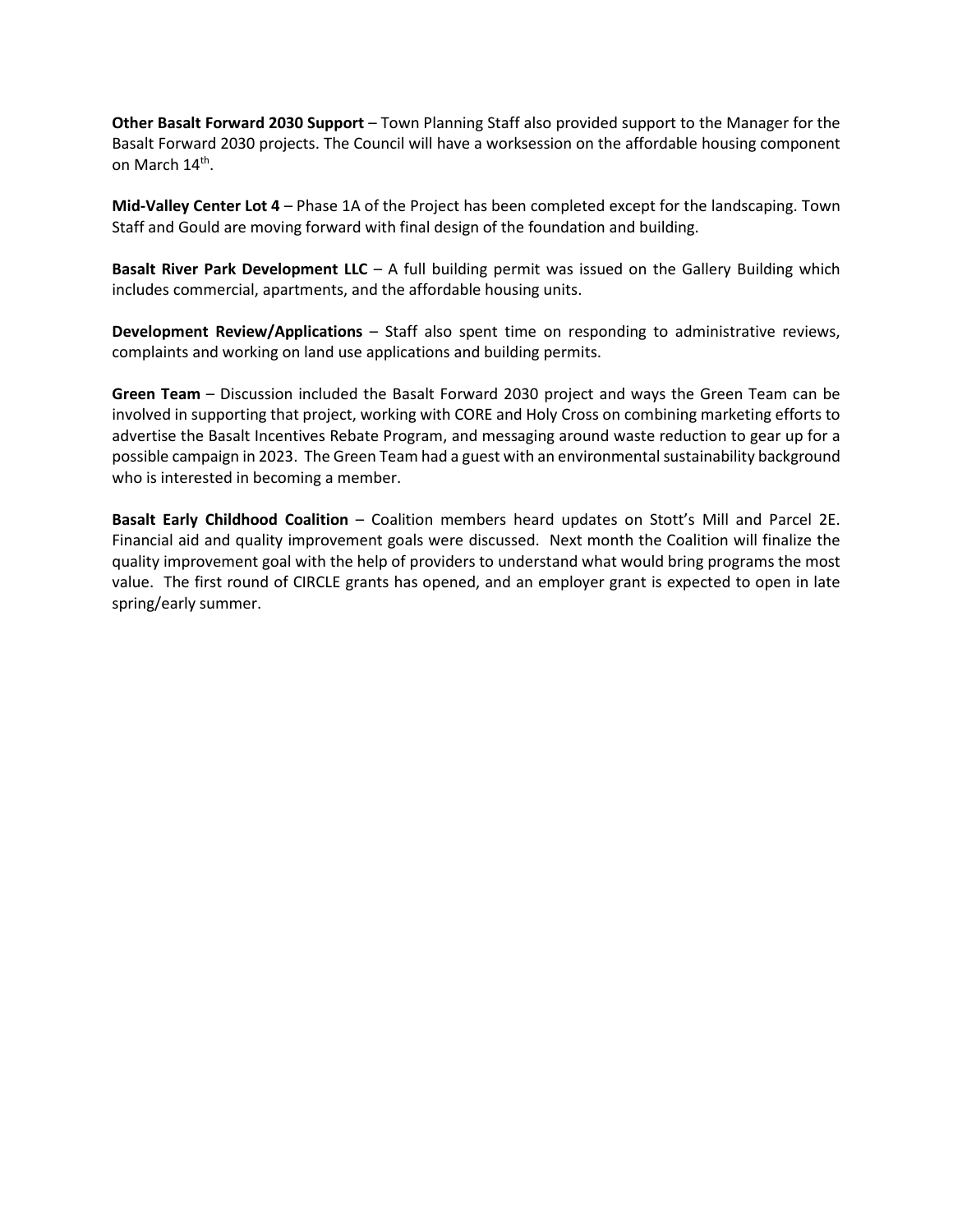**Other Basalt Forward 2030 Support** – Town Planning Staff also provided support to the Manager for the Basalt Forward 2030 projects. The Council will have a worksession on the affordable housing component on March 14th.

**Mid-Valley Center Lot 4** – Phase 1A of the Project has been completed except for the landscaping. Town Staff and Gould are moving forward with final design of the foundation and building.

**Basalt River Park Development LLC** – A full building permit was issued on the Gallery Building which includes commercial, apartments, and the affordable housing units.

**Development Review/Applications** – Staff also spent time on responding to administrative reviews, complaints and working on land use applications and building permits.

**Green Team** – Discussion included the Basalt Forward 2030 project and ways the Green Team can be involved in supporting that project, working with CORE and Holy Cross on combining marketing efforts to advertise the Basalt Incentives Rebate Program, and messaging around waste reduction to gear up for a possible campaign in 2023. The Green Team had a guest with an environmental sustainability background who is interested in becoming a member.

**Basalt Early Childhood Coalition** – Coalition members heard updates on Stott's Mill and Parcel 2E. Financial aid and quality improvement goals were discussed. Next month the Coalition will finalize the quality improvement goal with the help of providers to understand what would bring programs the most value. The first round of CIRCLE grants has opened, and an employer grant is expected to open in late spring/early summer.